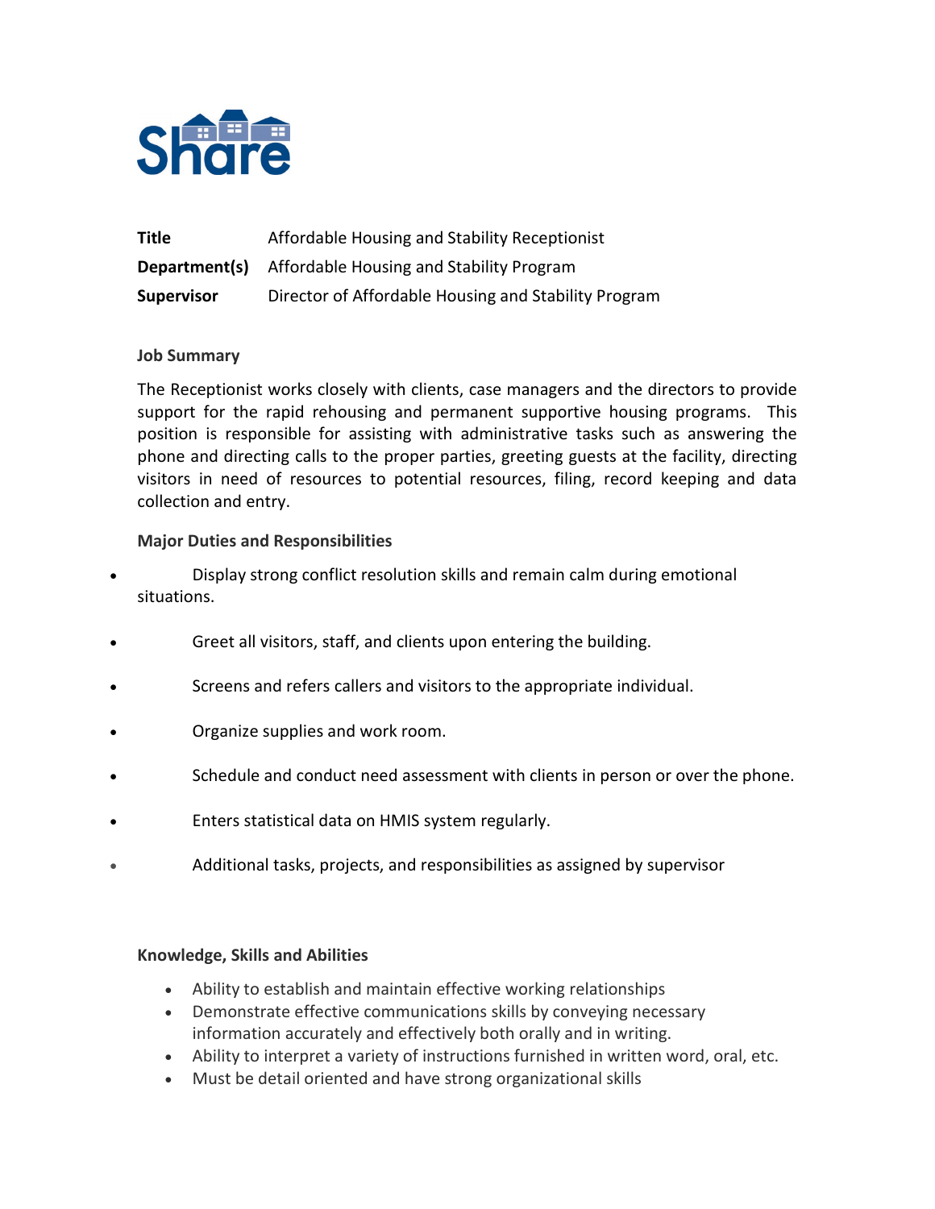Share

| | |
|---|---|
| **Title** | Affordable Housing and Stability Receptionist |
| **Department(s)** | Affordable Housing and Stability Program |
| **Supervisor** | Director of Affordable Housing and Stability Program |

**Job Summary**

The Receptionist works closely with clients, case managers and the directors to provide support for the rapid rehousing and permanent supportive housing programs. This position is responsible for assisting with administrative tasks such as answering the phone and directing calls to the proper parties, greeting guests at the facility, directing visitors in need of resources to potential resources, filing, record keeping and data collection and entry.

**Major Duties and Responsibilities**

- Display strong conflict resolution skills and remain calm during emotional situations.
- Greet all visitors, staff, and clients upon entering the building.
- Screens and refers callers and visitors to the appropriate individual.
- Organize supplies and work room.
- Schedule and conduct need assessment with clients in person or over the phone.
- Enters statistical data on HMIS system regularly.
- Additional tasks, projects, and responsibilities as assigned by supervisor

**Knowledge, Skills and Abilities**

- Ability to establish and maintain effective working relationships
- Demonstrate effective communications skills by conveying necessary information accurately and effectively both orally and in writing.
- Ability to interpret a variety of instructions furnished in written word, oral, etc.
- Must be detail oriented and have strong organizational skills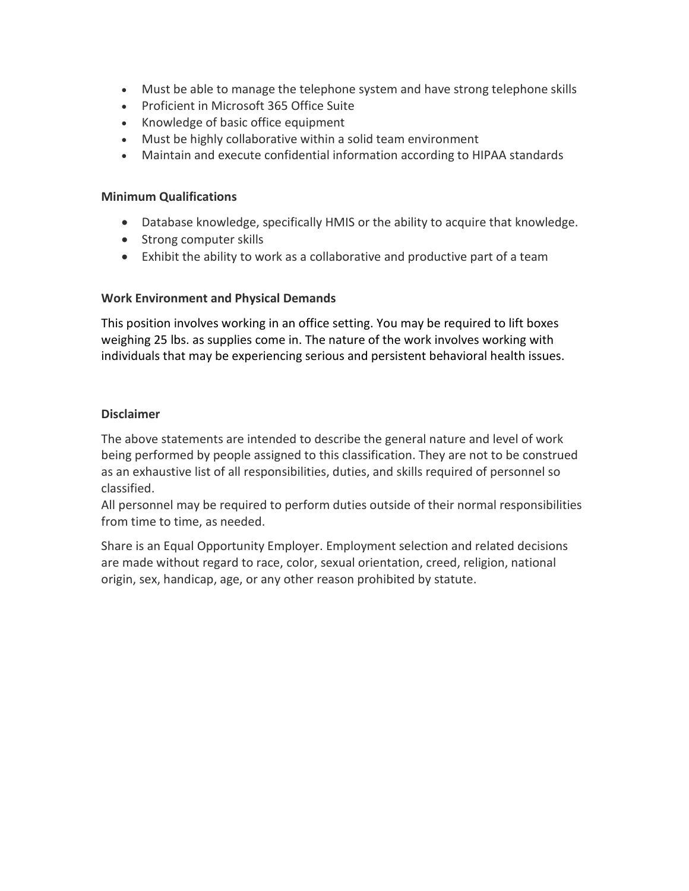- Must be able to manage the telephone system and have strong telephone skills
- Proficient in Microsoft 365 Office Suite
- Knowledge of basic office equipment
- Must be highly collaborative within a solid team environment
- Maintain and execute confidential information according to HIPAA standards

**Minimum Qualifications**

- Database knowledge, specifically HMIS or the ability to acquire that knowledge.
- Strong computer skills
- Exhibit the ability to work as a collaborative and productive part of a team

**Work Environment and Physical Demands**

This position involves working in an office setting. You may be required to lift boxes weighing 25 lbs. as supplies come in. The nature of the work involves working with individuals that may be experiencing serious and persistent behavioral health issues.

**Disclaimer**

The above statements are intended to describe the general nature and level of work being performed by people assigned to this classification. They are not to be construed as an exhaustive list of all responsibilities, duties, and skills required of personnel so classified.
All personnel may be required to perform duties outside of their normal responsibilities from time to time, as needed.

Share is an Equal Opportunity Employer. Employment selection and related decisions are made without regard to race, color, sexual orientation, creed, religion, national origin, sex, handicap, age, or any other reason prohibited by statute.